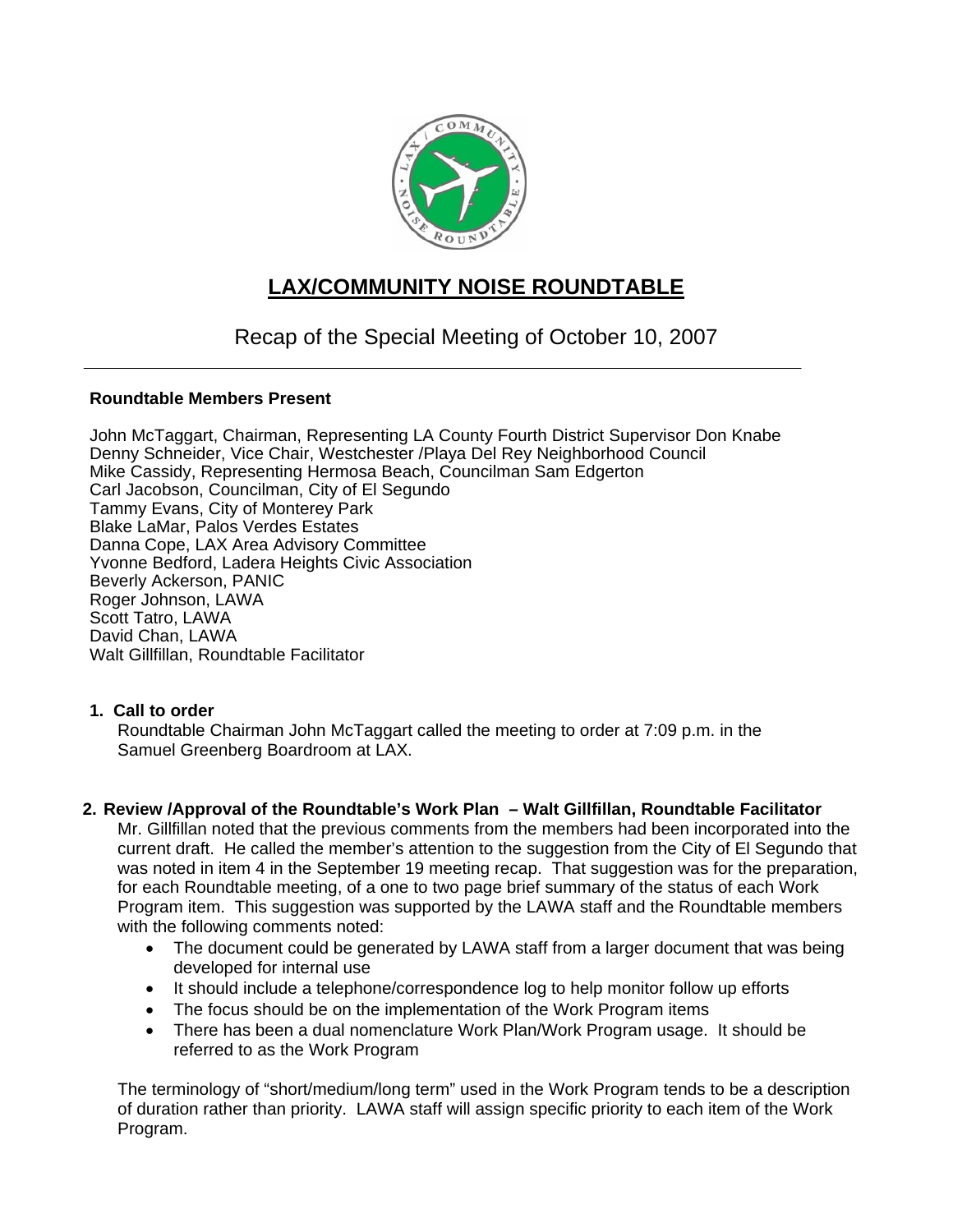# LAX/COMMUNITY NOISE ROUNDTABLE

## Recap of the Special Meeting of October 10, 2007

---

**Roundtable Members Present**

John McTaggart, Chairman, Representing LA County Fourth District Supervisor Don Knabe
Denny Schneider, Vice Chair, Westchester /Playa Del Rey Neighborhood Council
Mike Cassidy, Representing Hermosa Beach, Councilman Sam Edgerton
Carl Jacobson, Councilman, City of El Segundo
Tammy Evans, City of Monterey Park
Blake LaMar, Palos Verdes Estates
Danna Cope, LAX Area Advisory Committee
Yvonne Bedford, Ladera Heights Civic Association
Beverly Ackerson, PANIC
Roger Johnson, LAWA
Scott Tatro, LAWA
David Chan, LAWA
Walt Gillfillan, Roundtable Facilitator

**1. Call to order**

Roundtable Chairman John McTaggart called the meeting to order at 7:09 p.m. in the Samuel Greenberg Boardroom at LAX.

**2. Review /Approval of the Roundtable's Work Plan – Walt Gillfillan, Roundtable Facilitator**

Mr. Gillfillan noted that the previous comments from the members had been incorporated into the current draft. He called the member's attention to the suggestion from the City of El Segundo that was noted in item 4 in the September 19 meeting recap. That suggestion was for the preparation, for each Roundtable meeting, of a one to two page brief summary of the status of each Work Program item. This suggestion was supported by the LAWA staff and the Roundtable members with the following comments noted:

- The document could be generated by LAWA staff from a larger document that was being developed for internal use
- It should include a telephone/correspondence log to help monitor follow up efforts
- The focus should be on the implementation of the Work Program items
- There has been a dual nomenclature Work Plan/Work Program usage. It should be referred to as the Work Program

The terminology of "short/medium/long term" used in the Work Program tends to be a description of duration rather than priority. LAWA staff will assign specific priority to each item of the Work Program.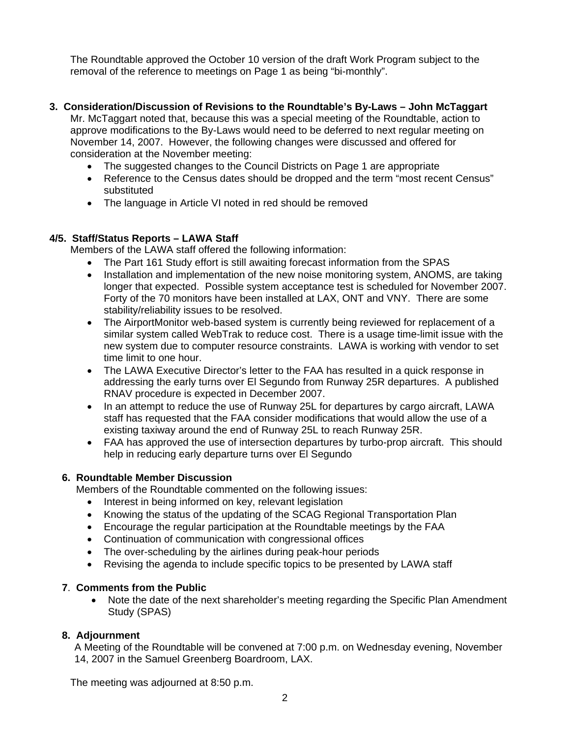The Roundtable approved the October 10 version of the draft Work Program subject to the removal of the reference to meetings on Page 1 as being “bi-monthly”.

**3. Consideration/Discussion of Revisions to the Roundtable’s By-Laws – John McTaggart**

Mr. McTaggart noted that, because this was a special meeting of the Roundtable, action to approve modifications to the By-Laws would need to be deferred to next regular meeting on November 14, 2007. However, the following changes were discussed and offered for consideration at the November meeting:

- The suggested changes to the Council Districts on Page 1 are appropriate
- Reference to the Census dates should be dropped and the term “most recent Census” substituted
- The language in Article VI noted in red should be removed

**4/5. Staff/Status Reports – LAWA Staff**

Members of the LAWA staff offered the following information:

- The Part 161 Study effort is still awaiting forecast information from the SPAS
- Installation and implementation of the new noise monitoring system, ANOMS, are taking longer that expected. Possible system acceptance test is scheduled for November 2007. Forty of the 70 monitors have been installed at LAX, ONT and VNY. There are some stability/reliability issues to be resolved.
- The AirportMonitor web-based system is currently being reviewed for replacement of a similar system called WebTrak to reduce cost. There is a usage time-limit issue with the new system due to computer resource constraints. LAWA is working with vendor to set time limit to one hour.
- The LAWA Executive Director’s letter to the FAA has resulted in a quick response in addressing the early turns over El Segundo from Runway 25R departures. A published RNAV procedure is expected in December 2007.
- In an attempt to reduce the use of Runway 25L for departures by cargo aircraft, LAWA staff has requested that the FAA consider modifications that would allow the use of a existing taxiway around the end of Runway 25L to reach Runway 25R.
- FAA has approved the use of intersection departures by turbo-prop aircraft. This should help in reducing early departure turns over El Segundo

**6. Roundtable Member Discussion**

Members of the Roundtable commented on the following issues:

- Interest in being informed on key, relevant legislation
- Knowing the status of the updating of the SCAG Regional Transportation Plan
- Encourage the regular participation at the Roundtable meetings by the FAA
- Continuation of communication with congressional offices
- The over-scheduling by the airlines during peak-hour periods
- Revising the agenda to include specific topics to be presented by LAWA staff

**7. Comments from the Public**

- Note the date of the next shareholder’s meeting regarding the Specific Plan Amendment Study (SPAS)

**8. Adjournment**

A Meeting of the Roundtable will be convened at 7:00 p.m. on Wednesday evening, November 14, 2007 in the Samuel Greenberg Boardroom, LAX.

The meeting was adjourned at 8:50 p.m.